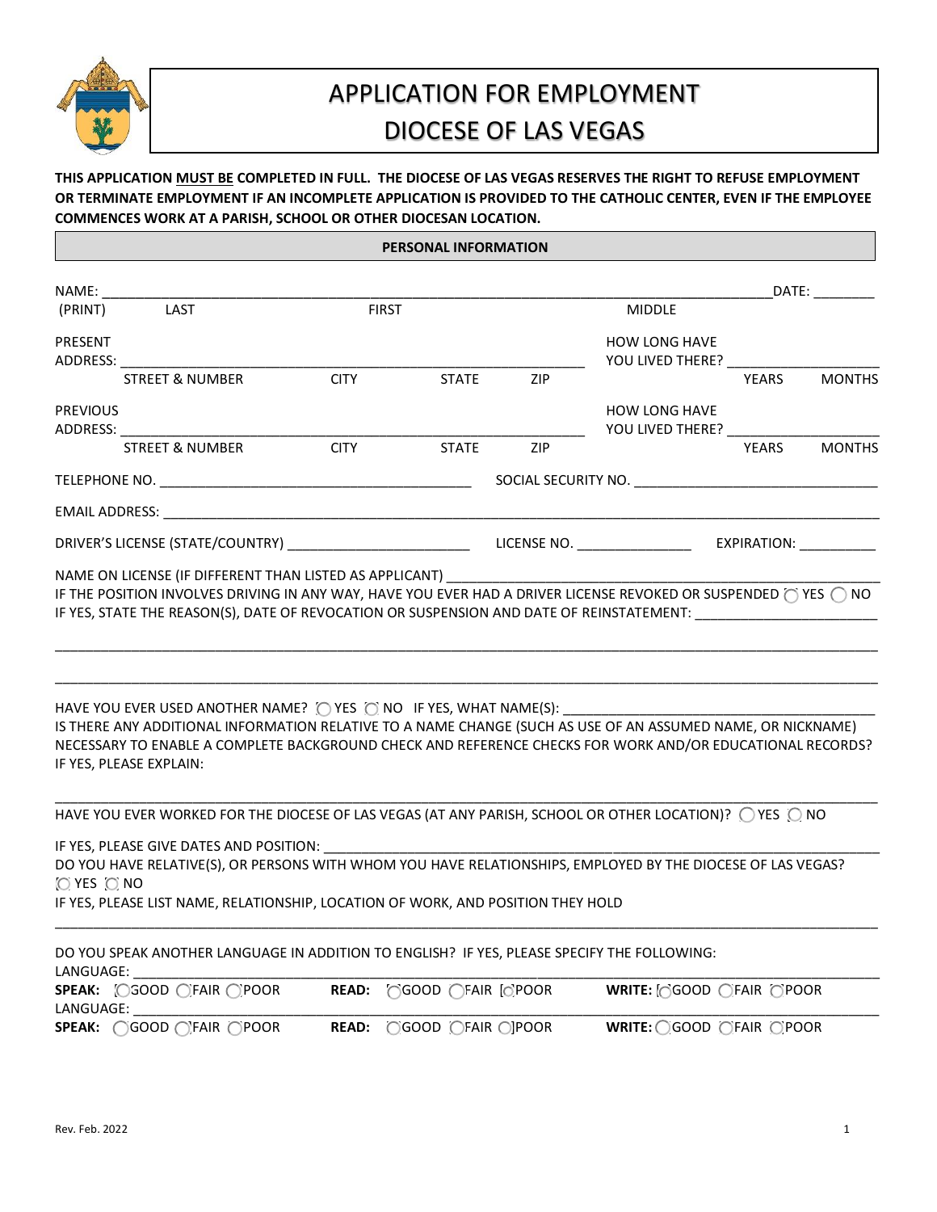# APPLICATION FOR EMPLOYMENT
# DIOCESE OF LAS VEGAS

**THIS APPLICATION MUST BE COMPLETED IN FULL. THE DIOCESE OF LAS VEGAS RESERVES THE RIGHT TO REFUSE EMPLOYMENT OR TERMINATE EMPLOYMENT IF AN INCOMPLETE APPLICATION IS PROVIDED TO THE CATHOLIC CENTER, EVEN IF THE EMPLOYEE COMMENCES WORK AT A PARISH, SCHOOL OR OTHER DIOCESAN LOCATION.**

## PERSONAL INFORMATION

NAME: ____________________________________________ DATE: ________
(PRINT) LAST FIRST MIDDLE

PRESENT ADDRESS: ____________________________________________ HOW LONG HAVE YOU LIVED THERE? ____________________
STREET & NUMBER CITY STATE ZIP YEARS MONTHS

PREVIOUS ADDRESS: ____________________________________________ HOW LONG HAVE YOU LIVED THERE? ____________________
STREET & NUMBER CITY STATE ZIP YEARS MONTHS

TELEPHONE NO. ________________________________ SOCIAL SECURITY NO. ________________________________

EMAIL ADDRESS: ____________________________________________

DRIVER'S LICENSE (STATE/COUNTRY) ______________________ LICENSE NO. ______________ EXPIRATION: __________

NAME ON LICENSE (IF DIFFERENT THAN LISTED AS APPLICANT) ________________________________

IF THE POSITION INVOLVES DRIVING IN ANY WAY, HAVE YOU EVER HAD A DRIVER LICENSE REVOKED OR SUSPENDED ◯ YES ◯ NO

IF YES, STATE THE REASON(S), DATE OF REVOCATION OR SUSPENSION AND DATE OF REINSTATEMENT: ______________________

____________________________________________________________________________________________

____________________________________________________________________________________________

HAVE YOU EVER USED ANOTHER NAME? ◯ YES ◯ NO IF YES, WHAT NAME(S): ________________________________

IS THERE ANY ADDITIONAL INFORMATION RELATIVE TO A NAME CHANGE (SUCH AS USE OF AN ASSUMED NAME, OR NICKNAME) NECESSARY TO ENABLE A COMPLETE BACKGROUND CHECK AND REFERENCE CHECKS FOR WORK AND/OR EDUCATIONAL RECORDS? IF YES, PLEASE EXPLAIN:

____________________________________________________________________________________________

HAVE YOU EVER WORKED FOR THE DIOCESE OF LAS VEGAS (AT ANY PARISH, SCHOOL OR OTHER LOCATION)? ◯ YES ◯ NO

IF YES, PLEASE GIVE DATES AND POSITION: ____________________________________________

DO YOU HAVE RELATIVE(S), OR PERSONS WITH WHOM YOU HAVE RELATIONSHIPS, EMPLOYED BY THE DIOCESE OF LAS VEGAS? ◯ YES ◯ NO

IF YES, PLEASE LIST NAME, RELATIONSHIP, LOCATION OF WORK, AND POSITION THEY HOLD

____________________________________________________________________________________________

DO YOU SPEAK ANOTHER LANGUAGE IN ADDITION TO ENGLISH? IF YES, PLEASE SPECIFY THE FOLLOWING:

LANGUAGE: ____________________________________________

**SPEAK:** ◯ GOOD ◯ FAIR ◯ POOR **READ:** ◯ GOOD ◯ FAIR ◯ POOR **WRITE:** ◯ GOOD ◯ FAIR ◯ POOR

LANGUAGE: ____________________________________________

**SPEAK:** ◯ GOOD ◯ FAIR ◯ POOR **READ:** ◯ GOOD ◯ FAIR ◯ POOR **WRITE:** ◯ GOOD ◯ FAIR ◯ POOR

Rev. Feb. 2022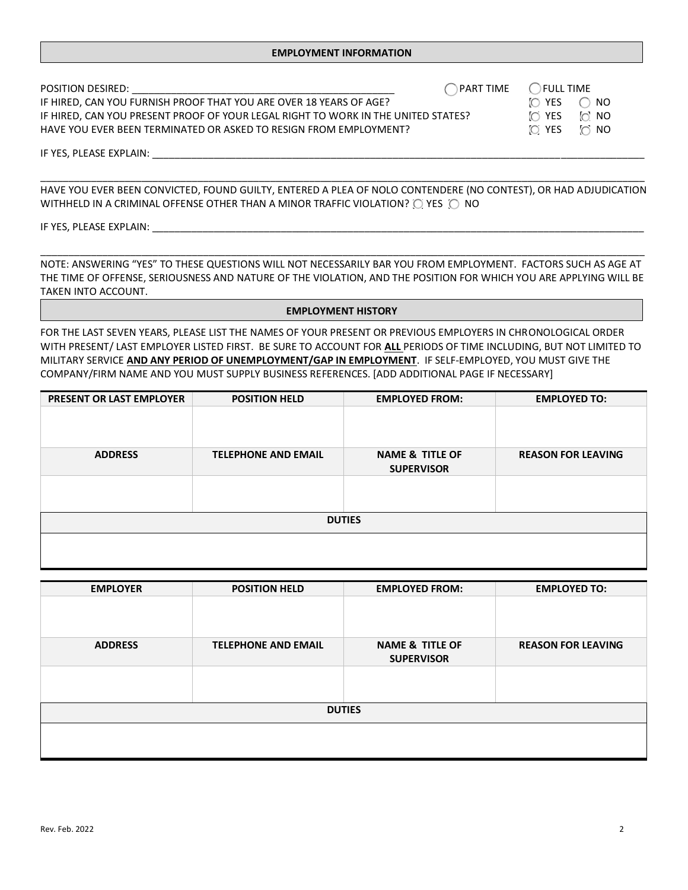## EMPLOYMENT INFORMATION

POSITION DESIRED: ______________________________________________ ◯ PART TIME ◯ FULL TIME

IF HIRED, CAN YOU FURNISH PROOF THAT YOU ARE OVER 18 YEARS OF AGE? ◯ YES ◯ NO

IF HIRED, CAN YOU PRESENT PROOF OF YOUR LEGAL RIGHT TO WORK IN THE UNITED STATES? ◯ YES ◯ NO

HAVE YOU EVER BEEN TERMINATED OR ASKED TO RESIGN FROM EMPLOYMENT? ◯ YES ◯ NO

IF YES, PLEASE EXPLAIN: ____________________________________________________________________________________

____________________________________________________________________________________________________

HAVE YOU EVER BEEN CONVICTED, FOUND GUILTY, ENTERED A PLEA OF NOLO CONTENDERE (NO CONTEST), OR HAD ADJUDICATION WITHHELD IN A CRIMINAL OFFENSE OTHER THAN A MINOR TRAFFIC VIOLATION? ◯ YES ◯ NO

IF YES, PLEASE EXPLAIN: ____________________________________________________________________________________

____________________________________________________________________________________________________

NOTE: ANSWERING "YES" TO THESE QUESTIONS WILL NOT NECESSARILY BAR YOU FROM EMPLOYMENT. FACTORS SUCH AS AGE AT THE TIME OF OFFENSE, SERIOUSNESS AND NATURE OF THE VIOLATION, AND THE POSITION FOR WHICH YOU ARE APPLYING WILL BE TAKEN INTO ACCOUNT.

## EMPLOYMENT HISTORY

FOR THE LAST SEVEN YEARS, PLEASE LIST THE NAMES OF YOUR PRESENT OR PREVIOUS EMPLOYERS IN CHRONOLOGICAL ORDER WITH PRESENT/ LAST EMPLOYER LISTED FIRST. BE SURE TO ACCOUNT FOR **ALL** PERIODS OF TIME INCLUDING, BUT NOT LIMITED TO MILITARY SERVICE **AND ANY PERIOD OF UNEMPLOYMENT/GAP IN EMPLOYMENT**. IF SELF-EMPLOYED, YOU MUST GIVE THE COMPANY/FIRM NAME AND YOU MUST SUPPLY BUSINESS REFERENCES. [ADD ADDITIONAL PAGE IF NECESSARY]

| PRESENT OR LAST EMPLOYER | POSITION HELD | EMPLOYED FROM: | EMPLOYED TO: |
|---|---|---|---|
| | | | |
| **ADDRESS** | **TELEPHONE AND EMAIL** | **NAME & TITLE OF SUPERVISOR** | **REASON FOR LEAVING** |
| | | | |
| **DUTIES** | | | |
| | | | |

| EMPLOYER | POSITION HELD | EMPLOYED FROM: | EMPLOYED TO: |
|---|---|---|---|
| | | | |
| **ADDRESS** | **TELEPHONE AND EMAIL** | **NAME & TITLE OF SUPERVISOR** | **REASON FOR LEAVING** |
| | | | |
| **DUTIES** | | | |
| | | | |

Rev. Feb. 2022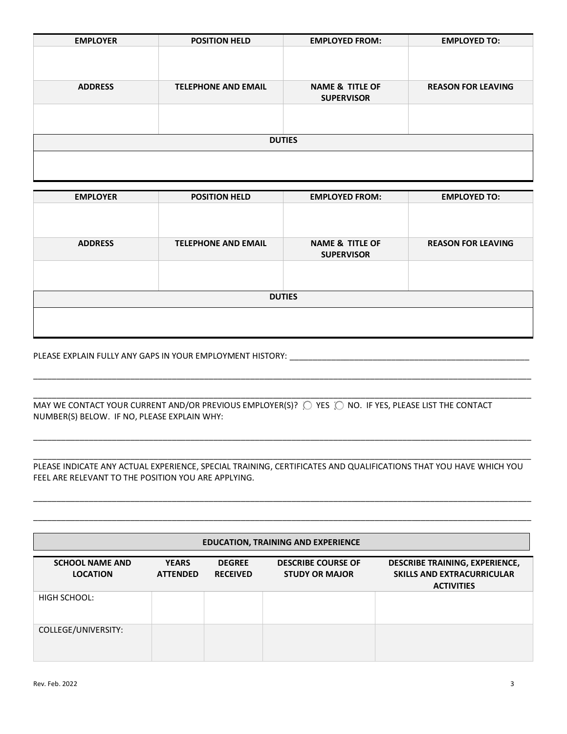| EMPLOYER | POSITION HELD | EMPLOYED FROM: | EMPLOYED TO: |
|---|---|---|---|
| | | | |
| **ADDRESS** | **TELEPHONE AND EMAIL** | **NAME & TITLE OF SUPERVISOR** | **REASON FOR LEAVING** |
| | | | |
| **DUTIES** | | | |
| | | | |

| EMPLOYER | POSITION HELD | EMPLOYED FROM: | EMPLOYED TO: |
|---|---|---|---|
| | | | |
| **ADDRESS** | **TELEPHONE AND EMAIL** | **NAME & TITLE OF SUPERVISOR** | **REASON FOR LEAVING** |
| | | | |
| **DUTIES** | | | |
| | | | |

PLEASE EXPLAIN FULLY ANY GAPS IN YOUR EMPLOYMENT HISTORY: ______________________________________________________

______________________________________________________________________________________________________________

______________________________________________________________________________________________________________

MAY WE CONTACT YOUR CURRENT AND/OR PREVIOUS EMPLOYER(S)? ◯ YES ◯ NO. IF YES, PLEASE LIST THE CONTACT NUMBER(S) BELOW. IF NO, PLEASE EXPLAIN WHY:

______________________________________________________________________________________________________________

______________________________________________________________________________________________________________

PLEASE INDICATE ANY ACTUAL EXPERIENCE, SPECIAL TRAINING, CERTIFICATES AND QUALIFICATIONS THAT YOU HAVE WHICH YOU FEEL ARE RELEVANT TO THE POSITION YOU ARE APPLYING.

______________________________________________________________________________________________________________

______________________________________________________________________________________________________________

## EDUCATION, TRAINING AND EXPERIENCE

| SCHOOL NAME AND LOCATION | YEARS ATTENDED | DEGREE RECEIVED | DESCRIBE COURSE OF STUDY OR MAJOR | DESCRIBE TRAINING, EXPERIENCE, SKILLS AND EXTRACURRICULAR ACTIVITIES |
|---|---|---|---|---|
| HIGH SCHOOL: | | | | |
| COLLEGE/UNIVERSITY: | | | | |

Rev. Feb. 2022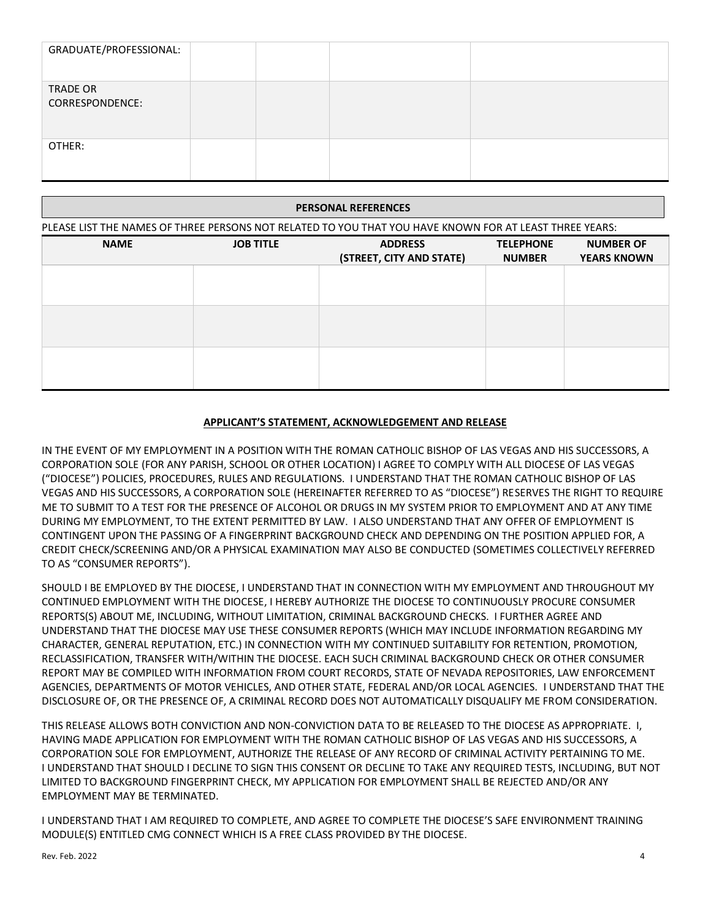| GRADUATE/PROFESSIONAL: | | | |
|---|---|---|---|
| TRADE OR CORRESPONDENCE: | | | |
| OTHER: | | | |

## PERSONAL REFERENCES

PLEASE LIST THE NAMES OF THREE PERSONS NOT RELATED TO YOU THAT YOU HAVE KNOWN FOR AT LEAST THREE YEARS:

| NAME | JOB TITLE | ADDRESS (STREET, CITY AND STATE) | TELEPHONE NUMBER | NUMBER OF YEARS KNOWN |
|---|---|---|---|---|
| | | | | |
| | | | | |
| | | | | |

## APPLICANT'S STATEMENT, ACKNOWLEDGEMENT AND RELEASE

IN THE EVENT OF MY EMPLOYMENT IN A POSITION WITH THE ROMAN CATHOLIC BISHOP OF LAS VEGAS AND HIS SUCCESSORS, A CORPORATION SOLE (FOR ANY PARISH, SCHOOL OR OTHER LOCATION) I AGREE TO COMPLY WITH ALL DIOCESE OF LAS VEGAS ("DIOCESE") POLICIES, PROCEDURES, RULES AND REGULATIONS. I UNDERSTAND THAT THE ROMAN CATHOLIC BISHOP OF LAS VEGAS AND HIS SUCCESSORS, A CORPORATION SOLE (HEREINAFTER REFERRED TO AS "DIOCESE") RESERVES THE RIGHT TO REQUIRE ME TO SUBMIT TO A TEST FOR THE PRESENCE OF ALCOHOL OR DRUGS IN MY SYSTEM PRIOR TO EMPLOYMENT AND AT ANY TIME DURING MY EMPLOYMENT, TO THE EXTENT PERMITTED BY LAW. I ALSO UNDERSTAND THAT ANY OFFER OF EMPLOYMENT IS CONTINGENT UPON THE PASSING OF A FINGERPRINT BACKGROUND CHECK AND DEPENDING ON THE POSITION APPLIED FOR, A CREDIT CHECK/SCREENING AND/OR A PHYSICAL EXAMINATION MAY ALSO BE CONDUCTED (SOMETIMES COLLECTIVELY REFERRED TO AS "CONSUMER REPORTS").

SHOULD I BE EMPLOYED BY THE DIOCESE, I UNDERSTAND THAT IN CONNECTION WITH MY EMPLOYMENT AND THROUGHOUT MY CONTINUED EMPLOYMENT WITH THE DIOCESE, I HEREBY AUTHORIZE THE DIOCESE TO CONTINUOUSLY PROCURE CONSUMER REPORTS(S) ABOUT ME, INCLUDING, WITHOUT LIMITATION, CRIMINAL BACKGROUND CHECKS. I FURTHER AGREE AND UNDERSTAND THAT THE DIOCESE MAY USE THESE CONSUMER REPORTS (WHICH MAY INCLUDE INFORMATION REGARDING MY CHARACTER, GENERAL REPUTATION, ETC.) IN CONNECTION WITH MY CONTINUED SUITABILITY FOR RETENTION, PROMOTION, RECLASSIFICATION, TRANSFER WITH/WITHIN THE DIOCESE. EACH SUCH CRIMINAL BACKGROUND CHECK OR OTHER CONSUMER REPORT MAY BE COMPILED WITH INFORMATION FROM COURT RECORDS, STATE OF NEVADA REPOSITORIES, LAW ENFORCEMENT AGENCIES, DEPARTMENTS OF MOTOR VEHICLES, AND OTHER STATE, FEDERAL AND/OR LOCAL AGENCIES. I UNDERSTAND THAT THE DISCLOSURE OF, OR THE PRESENCE OF, A CRIMINAL RECORD DOES NOT AUTOMATICALLY DISQUALIFY ME FROM CONSIDERATION.

THIS RELEASE ALLOWS BOTH CONVICTION AND NON-CONVICTION DATA TO BE RELEASED TO THE DIOCESE AS APPROPRIATE. I, HAVING MADE APPLICATION FOR EMPLOYMENT WITH THE ROMAN CATHOLIC BISHOP OF LAS VEGAS AND HIS SUCCESSORS, A CORPORATION SOLE FOR EMPLOYMENT, AUTHORIZE THE RELEASE OF ANY RECORD OF CRIMINAL ACTIVITY PERTAINING TO ME. I UNDERSTAND THAT SHOULD I DECLINE TO SIGN THIS CONSENT OR DECLINE TO TAKE ANY REQUIRED TESTS, INCLUDING, BUT NOT LIMITED TO BACKGROUND FINGERPRINT CHECK, MY APPLICATION FOR EMPLOYMENT SHALL BE REJECTED AND/OR ANY EMPLOYMENT MAY BE TERMINATED.

I UNDERSTAND THAT I AM REQUIRED TO COMPLETE, AND AGREE TO COMPLETE THE DIOCESE'S SAFE ENVIRONMENT TRAINING MODULE(S) ENTITLED CMG CONNECT WHICH IS A FREE CLASS PROVIDED BY THE DIOCESE.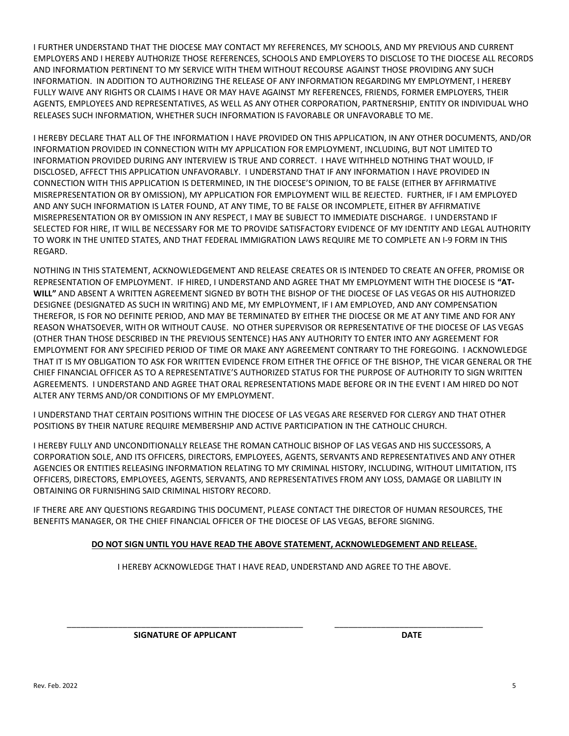I FURTHER UNDERSTAND THAT THE DIOCESE MAY CONTACT MY REFERENCES, MY SCHOOLS, AND MY PREVIOUS AND CURRENT EMPLOYERS AND I HEREBY AUTHORIZE THOSE REFERENCES, SCHOOLS AND EMPLOYERS TO DISCLOSE TO THE DIOCESE ALL RECORDS AND INFORMATION PERTINENT TO MY SERVICE WITH THEM WITHOUT RECOURSE AGAINST THOSE PROVIDING ANY SUCH INFORMATION. IN ADDITION TO AUTHORIZING THE RELEASE OF ANY INFORMATION REGARDING MY EMPLOYMENT, I HEREBY FULLY WAIVE ANY RIGHTS OR CLAIMS I HAVE OR MAY HAVE AGAINST MY REFERENCES, FRIENDS, FORMER EMPLOYERS, THEIR AGENTS, EMPLOYEES AND REPRESENTATIVES, AS WELL AS ANY OTHER CORPORATION, PARTNERSHIP, ENTITY OR INDIVIDUAL WHO RELEASES SUCH INFORMATION, WHETHER SUCH INFORMATION IS FAVORABLE OR UNFAVORABLE TO ME.

I HEREBY DECLARE THAT ALL OF THE INFORMATION I HAVE PROVIDED ON THIS APPLICATION, IN ANY OTHER DOCUMENTS, AND/OR INFORMATION PROVIDED IN CONNECTION WITH MY APPLICATION FOR EMPLOYMENT, INCLUDING, BUT NOT LIMITED TO INFORMATION PROVIDED DURING ANY INTERVIEW IS TRUE AND CORRECT. I HAVE WITHHELD NOTHING THAT WOULD, IF DISCLOSED, AFFECT THIS APPLICATION UNFAVORABLY. I UNDERSTAND THAT IF ANY INFORMATION I HAVE PROVIDED IN CONNECTION WITH THIS APPLICATION IS DETERMINED, IN THE DIOCESE'S OPINION, TO BE FALSE (EITHER BY AFFIRMATIVE MISREPRESENTATION OR BY OMISSION), MY APPLICATION FOR EMPLOYMENT WILL BE REJECTED. FURTHER, IF I AM EMPLOYED AND ANY SUCH INFORMATION IS LATER FOUND, AT ANY TIME, TO BE FALSE OR INCOMPLETE, EITHER BY AFFIRMATIVE MISREPRESENTATION OR BY OMISSION IN ANY RESPECT, I MAY BE SUBJECT TO IMMEDIATE DISCHARGE. I UNDERSTAND IF SELECTED FOR HIRE, IT WILL BE NECESSARY FOR ME TO PROVIDE SATISFACTORY EVIDENCE OF MY IDENTITY AND LEGAL AUTHORITY TO WORK IN THE UNITED STATES, AND THAT FEDERAL IMMIGRATION LAWS REQUIRE ME TO COMPLETE AN I-9 FORM IN THIS REGARD.

NOTHING IN THIS STATEMENT, ACKNOWLEDGEMENT AND RELEASE CREATES OR IS INTENDED TO CREATE AN OFFER, PROMISE OR REPRESENTATION OF EMPLOYMENT. IF HIRED, I UNDERSTAND AND AGREE THAT MY EMPLOYMENT WITH THE DIOCESE IS **"AT-WILL"** AND ABSENT A WRITTEN AGREEMENT SIGNED BY BOTH THE BISHOP OF THE DIOCESE OF LAS VEGAS OR HIS AUTHORIZED DESIGNEE (DESIGNATED AS SUCH IN WRITING) AND ME, MY EMPLOYMENT, IF I AM EMPLOYED, AND ANY COMPENSATION THEREFOR, IS FOR NO DEFINITE PERIOD, AND MAY BE TERMINATED BY EITHER THE DIOCESE OR ME AT ANY TIME AND FOR ANY REASON WHATSOEVER, WITH OR WITHOUT CAUSE. NO OTHER SUPERVISOR OR REPRESENTATIVE OF THE DIOCESE OF LAS VEGAS (OTHER THAN THOSE DESCRIBED IN THE PREVIOUS SENTENCE) HAS ANY AUTHORITY TO ENTER INTO ANY AGREEMENT FOR EMPLOYMENT FOR ANY SPECIFIED PERIOD OF TIME OR MAKE ANY AGREEMENT CONTRARY TO THE FOREGOING. I ACKNOWLEDGE THAT IT IS MY OBLIGATION TO ASK FOR WRITTEN EVIDENCE FROM EITHER THE OFFICE OF THE BISHOP, THE VICAR GENERAL OR THE CHIEF FINANCIAL OFFICER AS TO A REPRESENTATIVE'S AUTHORIZED STATUS FOR THE PURPOSE OF AUTHORITY TO SIGN WRITTEN AGREEMENTS. I UNDERSTAND AND AGREE THAT ORAL REPRESENTATIONS MADE BEFORE OR IN THE EVENT I AM HIRED DO NOT ALTER ANY TERMS AND/OR CONDITIONS OF MY EMPLOYMENT.

I UNDERSTAND THAT CERTAIN POSITIONS WITHIN THE DIOCESE OF LAS VEGAS ARE RESERVED FOR CLERGY AND THAT OTHER POSITIONS BY THEIR NATURE REQUIRE MEMBERSHIP AND ACTIVE PARTICIPATION IN THE CATHOLIC CHURCH.

I HEREBY FULLY AND UNCONDITIONALLY RELEASE THE ROMAN CATHOLIC BISHOP OF LAS VEGAS AND HIS SUCCESSORS, A CORPORATION SOLE, AND ITS OFFICERS, DIRECTORS, EMPLOYEES, AGENTS, SERVANTS AND REPRESENTATIVES AND ANY OTHER AGENCIES OR ENTITIES RELEASING INFORMATION RELATING TO MY CRIMINAL HISTORY, INCLUDING, WITHOUT LIMITATION, ITS OFFICERS, DIRECTORS, EMPLOYEES, AGENTS, SERVANTS, AND REPRESENTATIVES FROM ANY LOSS, DAMAGE OR LIABILITY IN OBTAINING OR FURNISHING SAID CRIMINAL HISTORY RECORD.

IF THERE ARE ANY QUESTIONS REGARDING THIS DOCUMENT, PLEASE CONTACT THE DIRECTOR OF HUMAN RESOURCES, THE BENEFITS MANAGER, OR THE CHIEF FINANCIAL OFFICER OF THE DIOCESE OF LAS VEGAS, BEFORE SIGNING.

**DO NOT SIGN UNTIL YOU HAVE READ THE ABOVE STATEMENT, ACKNOWLEDGEMENT AND RELEASE.**

I HEREBY ACKNOWLEDGE THAT I HAVE READ, UNDERSTAND AND AGREE TO THE ABOVE.

_______________________________________________ &nbsp;&nbsp;&nbsp;&nbsp; _______________________________

**SIGNATURE OF APPLICANT** &nbsp;&nbsp;&nbsp;&nbsp; **DATE**

Rev. Feb. 2022